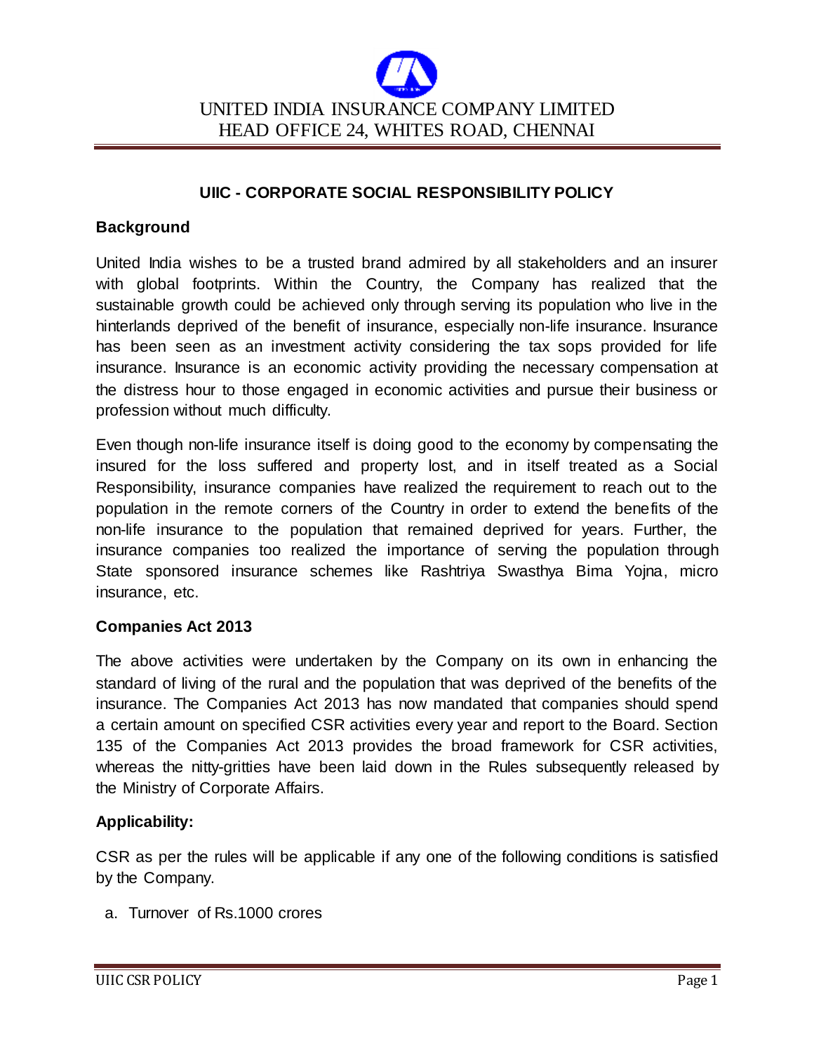UNITED INDIA INSURANCE COMPANY LIMITED
HEAD OFFICE 24, WHITES ROAD, CHENNAI

# UIIC - CORPORATE SOCIAL RESPONSIBILITY POLICY

**Background**

United India wishes to be a trusted brand admired by all stakeholders and an insurer with global footprints. Within the Country, the Company has realized that the sustainable growth could be achieved only through serving its population who live in the hinterlands deprived of the benefit of insurance, especially non-life insurance. Insurance has been seen as an investment activity considering the tax sops provided for life insurance. Insurance is an economic activity providing the necessary compensation at the distress hour to those engaged in economic activities and pursue their business or profession without much difficulty.

Even though non-life insurance itself is doing good to the economy by compensating the insured for the loss suffered and property lost, and in itself treated as a Social Responsibility, insurance companies have realized the requirement to reach out to the population in the remote corners of the Country in order to extend the benefits of the non-life insurance to the population that remained deprived for years. Further, the insurance companies too realized the importance of serving the population through State sponsored insurance schemes like Rashtriya Swasthya Bima Yojna, micro insurance, etc.

**Companies Act 2013**

The above activities were undertaken by the Company on its own in enhancing the standard of living of the rural and the population that was deprived of the benefits of the insurance. The Companies Act 2013 has now mandated that companies should spend a certain amount on specified CSR activities every year and report to the Board. Section 135 of the Companies Act 2013 provides the broad framework for CSR activities, whereas the nitty-gritties have been laid down in the Rules subsequently released by the Ministry of Corporate Affairs.

**Applicability:**

CSR as per the rules will be applicable if any one of the following conditions is satisfied by the Company.

a. Turnover of Rs.1000 crores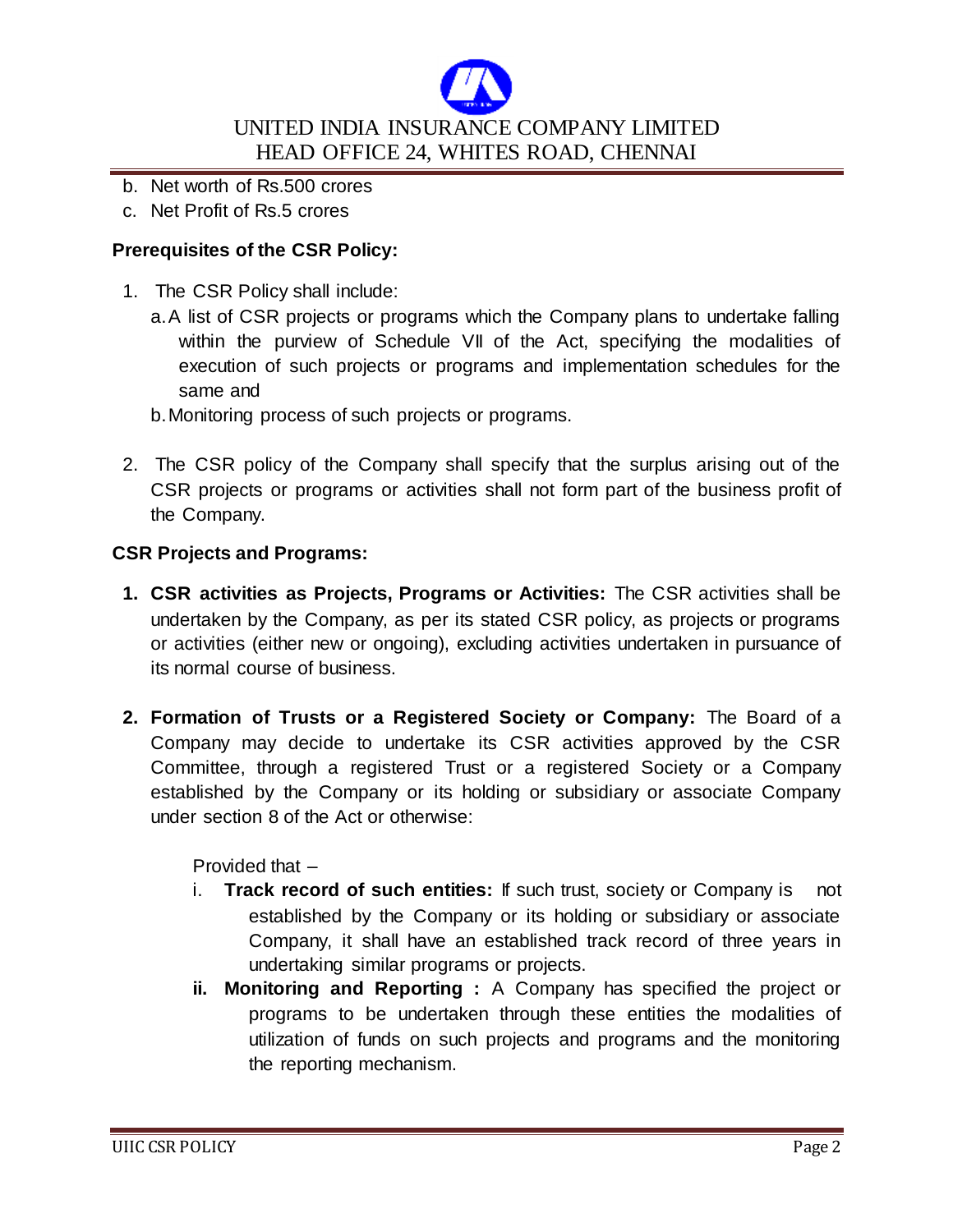b. Net worth of Rs.500 crores
c. Net Profit of Rs.5 crores

**Prerequisites of the CSR Policy:**

1. The CSR Policy shall include:
   a. A list of CSR projects or programs which the Company plans to undertake falling within the purview of Schedule VII of the Act, specifying the modalities of execution of such projects or programs and implementation schedules for the same and
   b. Monitoring process of such projects or programs.

2. The CSR policy of the Company shall specify that the surplus arising out of the CSR projects or programs or activities shall not form part of the business profit of the Company.

**CSR Projects and Programs:**

1. **CSR activities as Projects, Programs or Activities:** The CSR activities shall be undertaken by the Company, as per its stated CSR policy, as projects or programs or activities (either new or ongoing), excluding activities undertaken in pursuance of its normal course of business.

2. **Formation of Trusts or a Registered Society or Company:** The Board of a Company may decide to undertake its CSR activities approved by the CSR Committee, through a registered Trust or a registered Society or a Company established by the Company or its holding or subsidiary or associate Company under section 8 of the Act or otherwise:

   Provided that –

   i. **Track record of such entities:** If such trust, society or Company is not established by the Company or its holding or subsidiary or associate Company, it shall have an established track record of three years in undertaking similar programs or projects.

   ii. **Monitoring and Reporting :** A Company has specified the project or programs to be undertaken through these entities the modalities of utilization of funds on such projects and programs and the monitoring the reporting mechanism.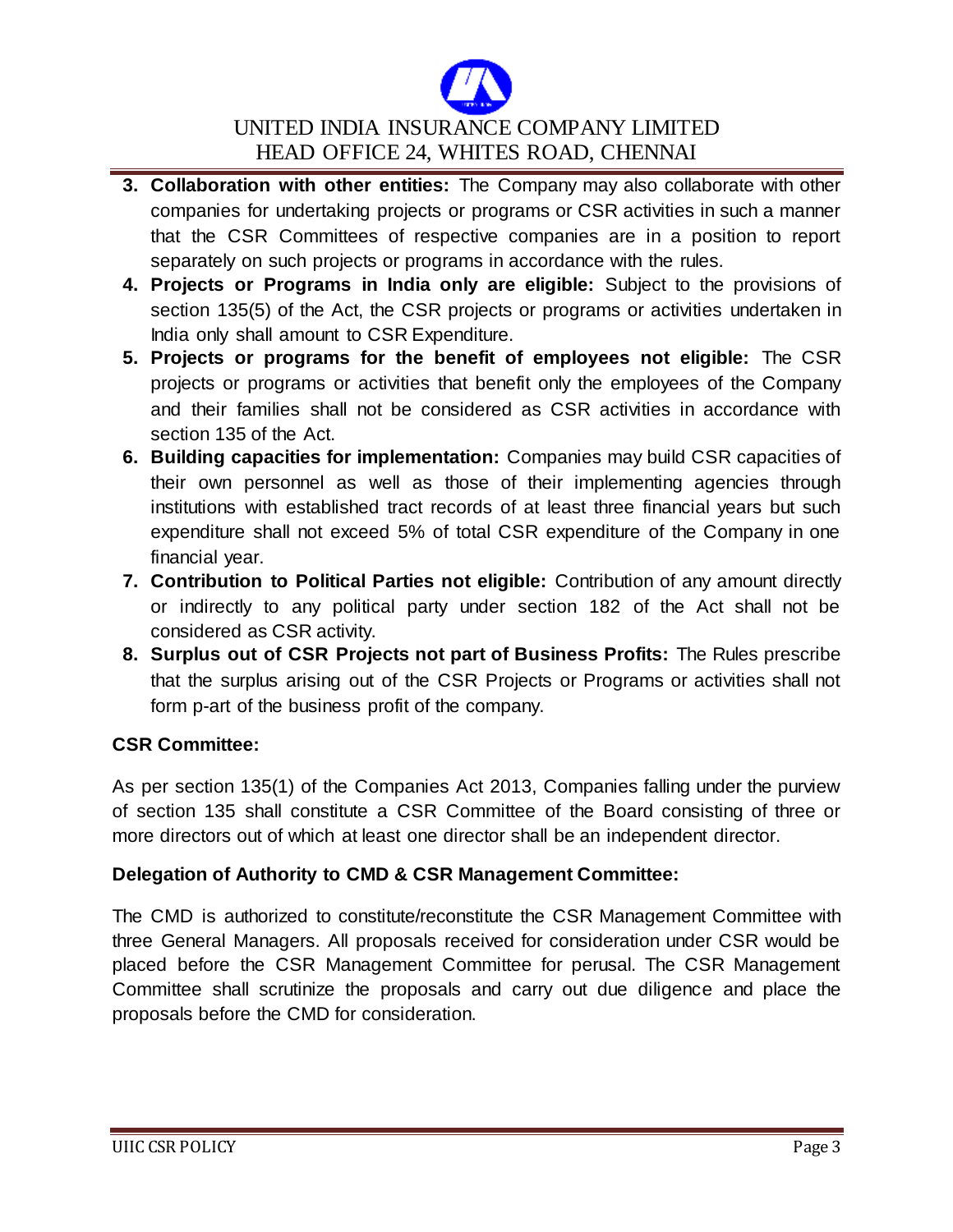3. **Collaboration with other entities:** The Company may also collaborate with other companies for undertaking projects or programs or CSR activities in such a manner that the CSR Committees of respective companies are in a position to report separately on such projects or programs in accordance with the rules.
4. **Projects or Programs in India only are eligible:** Subject to the provisions of section 135(5) of the Act, the CSR projects or programs or activities undertaken in India only shall amount to CSR Expenditure.
5. **Projects or programs for the benefit of employees not eligible:** The CSR projects or programs or activities that benefit only the employees of the Company and their families shall not be considered as CSR activities in accordance with section 135 of the Act.
6. **Building capacities for implementation:** Companies may build CSR capacities of their own personnel as well as those of their implementing agencies through institutions with established tract records of at least three financial years but such expenditure shall not exceed 5% of total CSR expenditure of the Company in one financial year.
7. **Contribution to Political Parties not eligible:** Contribution of any amount directly or indirectly to any political party under section 182 of the Act shall not be considered as CSR activity.
8. **Surplus out of CSR Projects not part of Business Profits:** The Rules prescribe that the surplus arising out of the CSR Projects or Programs or activities shall not form p-art of the business profit of the company.

**CSR Committee:**

As per section 135(1) of the Companies Act 2013, Companies falling under the purview of section 135 shall constitute a CSR Committee of the Board consisting of three or more directors out of which at least one director shall be an independent director.

**Delegation of Authority to CMD & CSR Management Committee:**

The CMD is authorized to constitute/reconstitute the CSR Management Committee with three General Managers. All proposals received for consideration under CSR would be placed before the CSR Management Committee for perusal. The CSR Management Committee shall scrutinize the proposals and carry out due diligence and place the proposals before the CMD for consideration.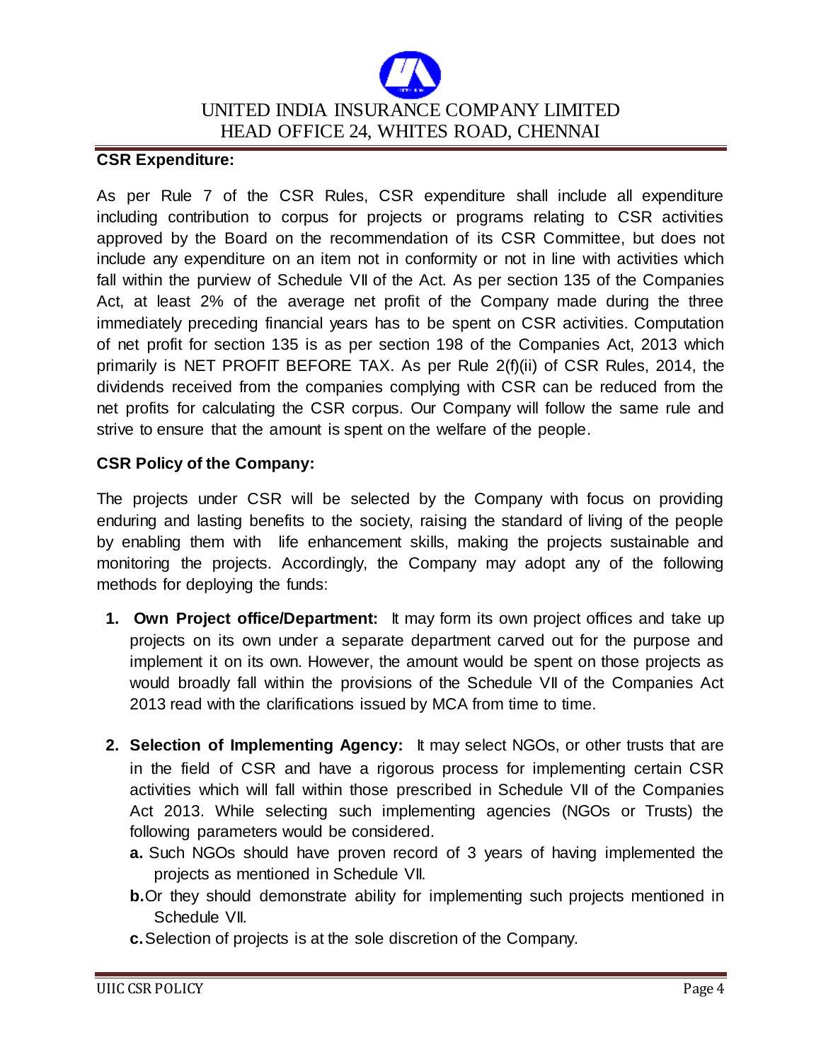**CSR Expenditure:**

As per Rule 7 of the CSR Rules, CSR expenditure shall include all expenditure including contribution to corpus for projects or programs relating to CSR activities approved by the Board on the recommendation of its CSR Committee, but does not include any expenditure on an item not in conformity or not in line with activities which fall within the purview of Schedule VII of the Act. As per section 135 of the Companies Act, at least 2% of the average net profit of the Company made during the three immediately preceding financial years has to be spent on CSR activities. Computation of net profit for section 135 is as per section 198 of the Companies Act, 2013 which primarily is NET PROFIT BEFORE TAX. As per Rule 2(f)(ii) of CSR Rules, 2014, the dividends received from the companies complying with CSR can be reduced from the net profits for calculating the CSR corpus. Our Company will follow the same rule and strive to ensure that the amount is spent on the welfare of the people.

**CSR Policy of the Company:**

The projects under CSR will be selected by the Company with focus on providing enduring and lasting benefits to the society, raising the standard of living of the people by enabling them with life enhancement skills, making the projects sustainable and monitoring the projects. Accordingly, the Company may adopt any of the following methods for deploying the funds:

1. **Own Project office/Department:** It may form its own project offices and take up projects on its own under a separate department carved out for the purpose and implement it on its own. However, the amount would be spent on those projects as would broadly fall within the provisions of the Schedule VII of the Companies Act 2013 read with the clarifications issued by MCA from time to time.

2. **Selection of Implementing Agency:** It may select NGOs, or other trusts that are in the field of CSR and have a rigorous process for implementing certain CSR activities which will fall within those prescribed in Schedule VII of the Companies Act 2013. While selecting such implementing agencies (NGOs or Trusts) the following parameters would be considered.
   - **a.** Such NGOs should have proven record of 3 years of having implemented the projects as mentioned in Schedule VII.
   - **b.** Or they should demonstrate ability for implementing such projects mentioned in Schedule VII.
   - **c.** Selection of projects is at the sole discretion of the Company.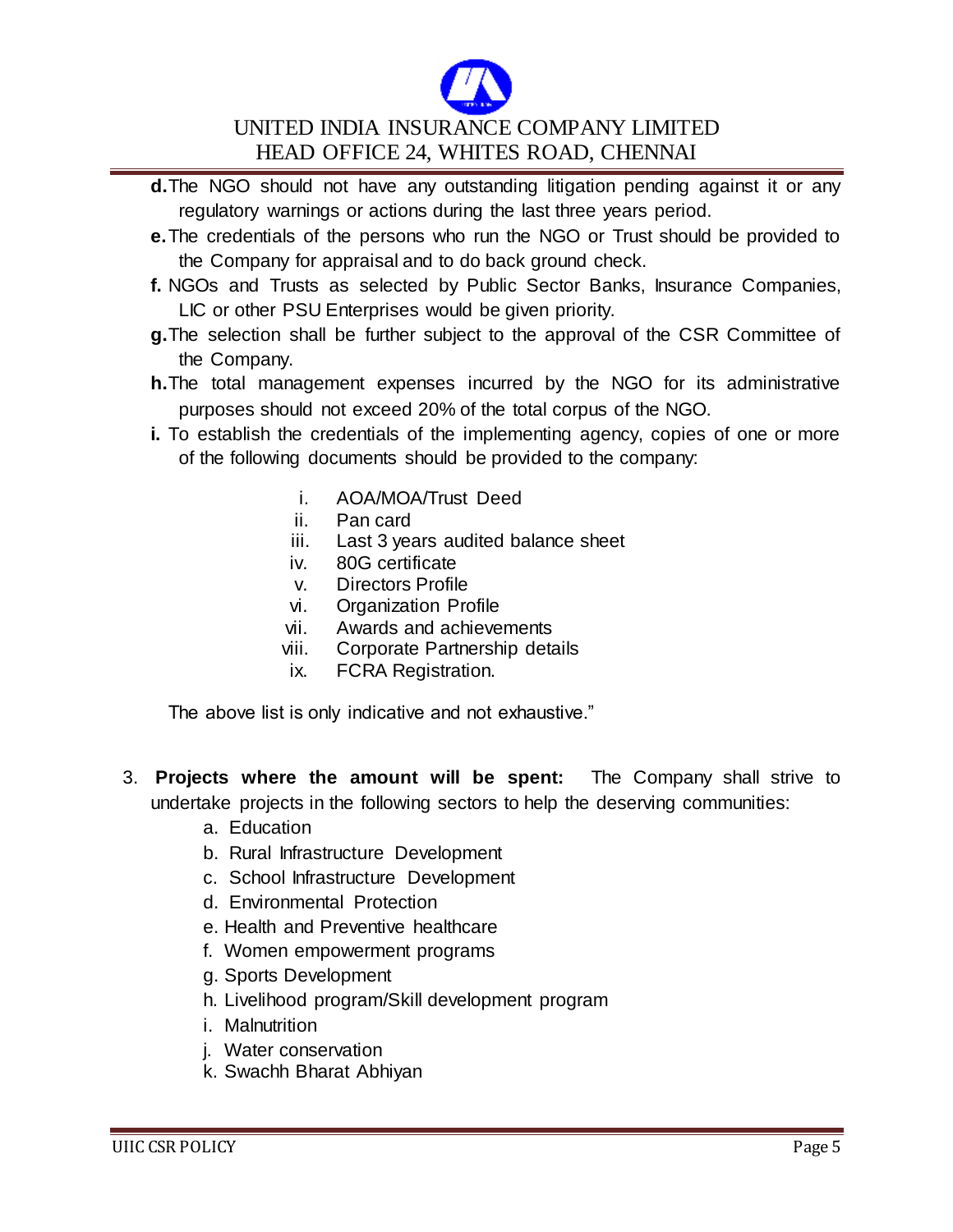**d.** The NGO should not have any outstanding litigation pending against it or any regulatory warnings or actions during the last three years period.

**e.** The credentials of the persons who run the NGO or Trust should be provided to the Company for appraisal and to do back ground check.

**f.** NGOs and Trusts as selected by Public Sector Banks, Insurance Companies, LIC or other PSU Enterprises would be given priority.

**g.** The selection shall be further subject to the approval of the CSR Committee of the Company.

**h.** The total management expenses incurred by the NGO for its administrative purposes should not exceed 20% of the total corpus of the NGO.

**i.** To establish the credentials of the implementing agency, copies of one or more of the following documents should be provided to the company:

- i. AOA/MOA/Trust Deed
- ii. Pan card
- iii. Last 3 years audited balance sheet
- iv. 80G certificate
- v. Directors Profile
- vi. Organization Profile
- vii. Awards and achievements
- viii. Corporate Partnership details
- ix. FCRA Registration.

The above list is only indicative and not exhaustive."

3. **Projects where the amount will be spent:** The Company shall strive to undertake projects in the following sectors to help the deserving communities:
   - a. Education
   - b. Rural Infrastructure Development
   - c. School Infrastructure Development
   - d. Environmental Protection
   - e. Health and Preventive healthcare
   - f. Women empowerment programs
   - g. Sports Development
   - h. Livelihood program/Skill development program
   - i. Malnutrition
   - j. Water conservation
   - k. Swachh Bharat Abhiyan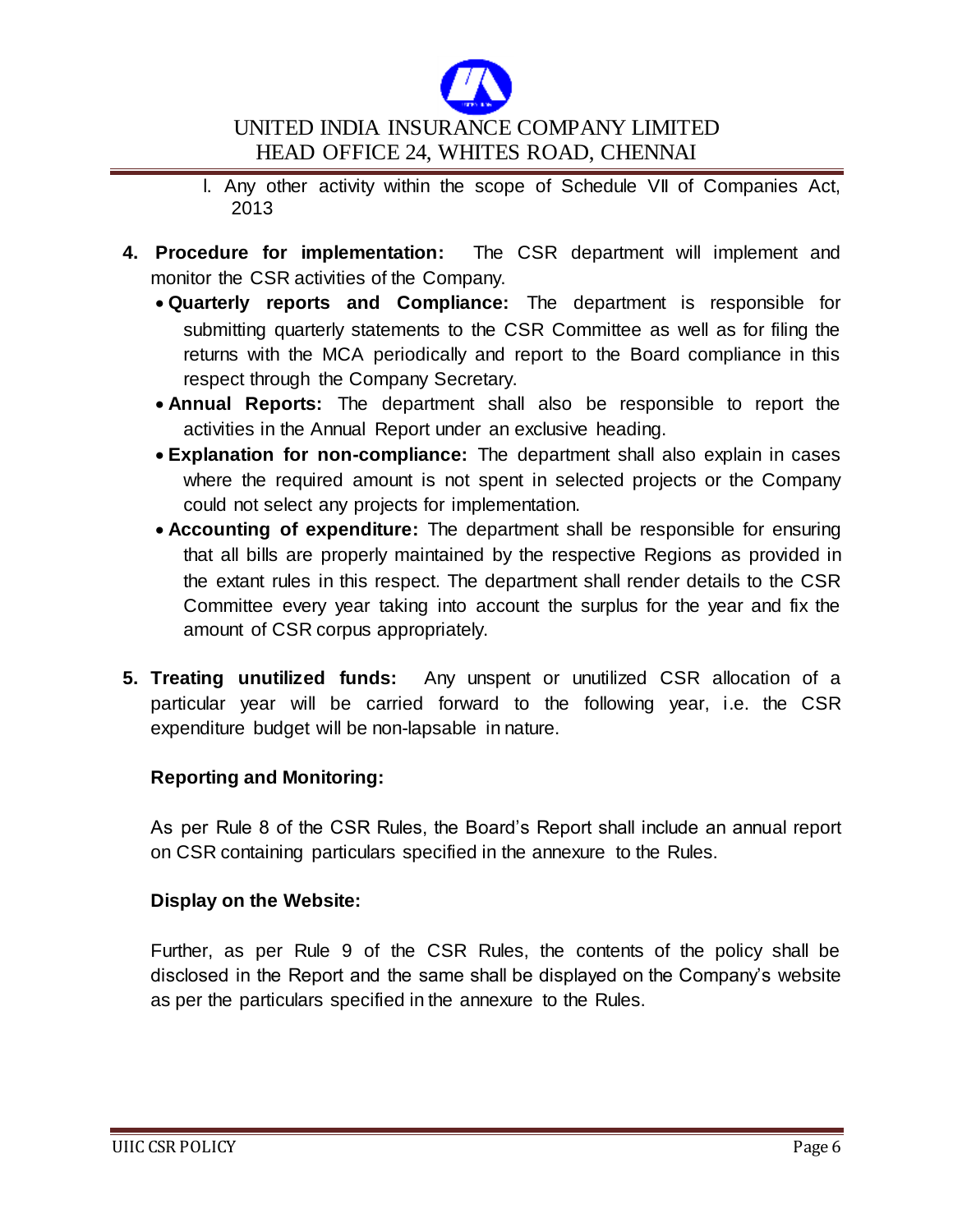l. Any other activity within the scope of Schedule VII of Companies Act, 2013

4. **Procedure for implementation:** The CSR department will implement and monitor the CSR activities of the Company.
   - **Quarterly reports and Compliance:** The department is responsible for submitting quarterly statements to the CSR Committee as well as for filing the returns with the MCA periodically and report to the Board compliance in this respect through the Company Secretary.
   - **Annual Reports:** The department shall also be responsible to report the activities in the Annual Report under an exclusive heading.
   - **Explanation for non-compliance:** The department shall also explain in cases where the required amount is not spent in selected projects or the Company could not select any projects for implementation.
   - **Accounting of expenditure:** The department shall be responsible for ensuring that all bills are properly maintained by the respective Regions as provided in the extant rules in this respect. The department shall render details to the CSR Committee every year taking into account the surplus for the year and fix the amount of CSR corpus appropriately.

5. **Treating unutilized funds:** Any unspent or unutilized CSR allocation of a particular year will be carried forward to the following year, i.e. the CSR expenditure budget will be non-lapsable in nature.

**Reporting and Monitoring:**

As per Rule 8 of the CSR Rules, the Board's Report shall include an annual report on CSR containing particulars specified in the annexure to the Rules.

**Display on the Website:**

Further, as per Rule 9 of the CSR Rules, the contents of the policy shall be disclosed in the Report and the same shall be displayed on the Company's website as per the particulars specified in the annexure to the Rules.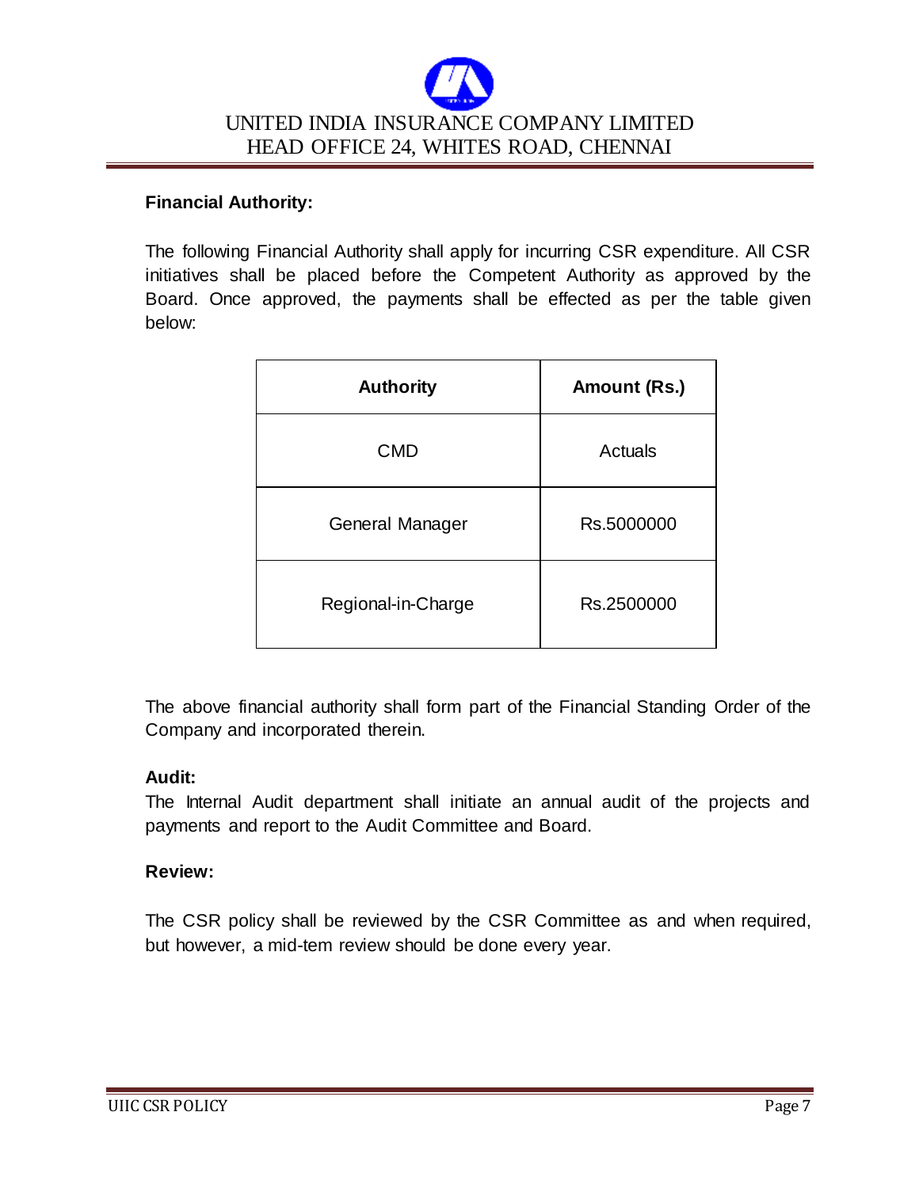**Financial Authority:**

The following Financial Authority shall apply for incurring CSR expenditure. All CSR initiatives shall be placed before the Competent Authority as approved by the Board. Once approved, the payments shall be effected as per the table given below:

| Authority | Amount (Rs.) |
|---|---|
| CMD | Actuals |
| General Manager | Rs.5000000 |
| Regional-in-Charge | Rs.2500000 |

The above financial authority shall form part of the Financial Standing Order of the Company and incorporated therein.

**Audit:**

The Internal Audit department shall initiate an annual audit of the projects and payments and report to the Audit Committee and Board.

**Review:**

The CSR policy shall be reviewed by the CSR Committee as and when required, but however, a mid-tem review should be done every year.